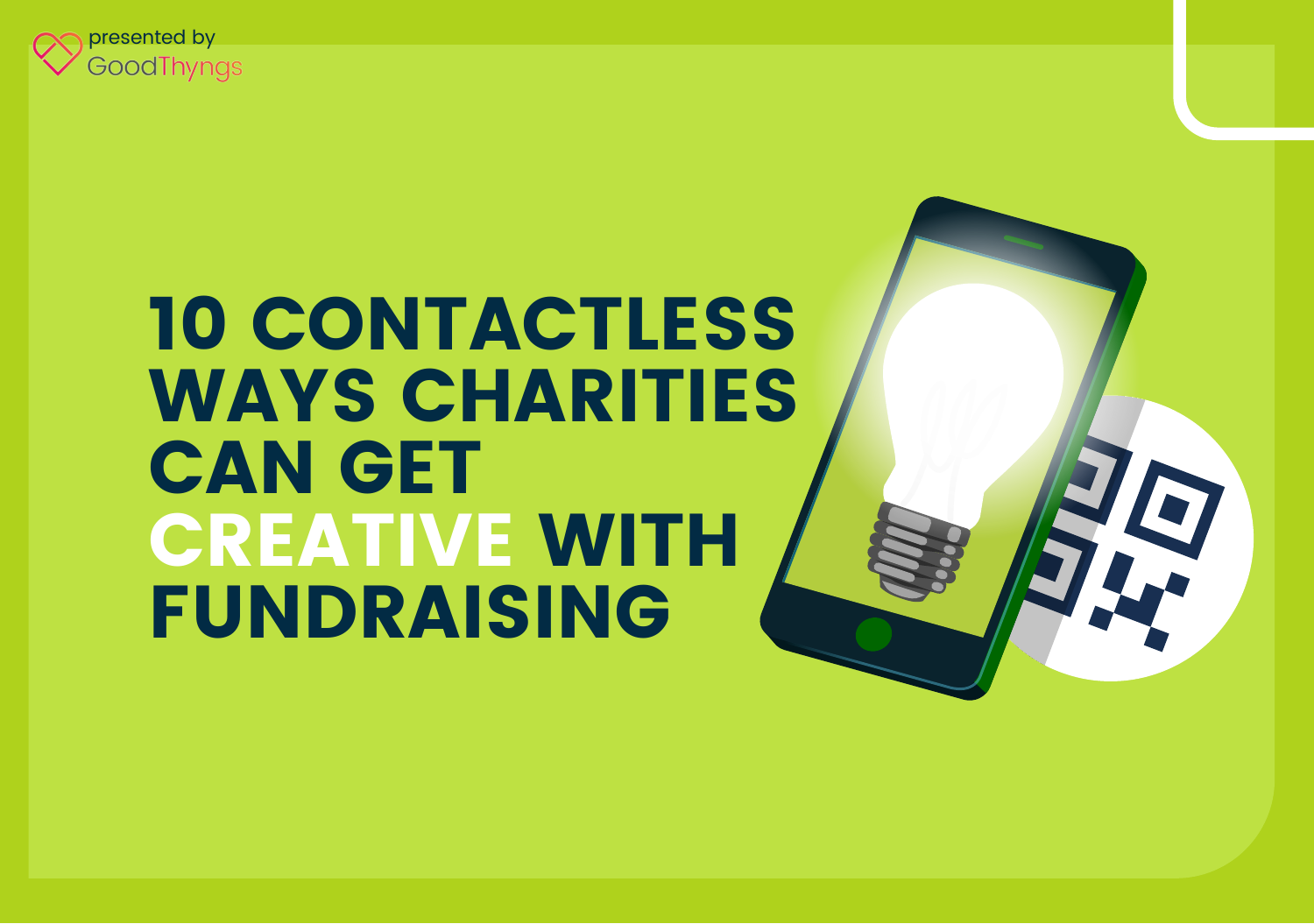presented by GoodThyngs

# 10 CONTACTLESS WAYS CHARITIES CAN GET CREATIVE WITH FUNDRAISING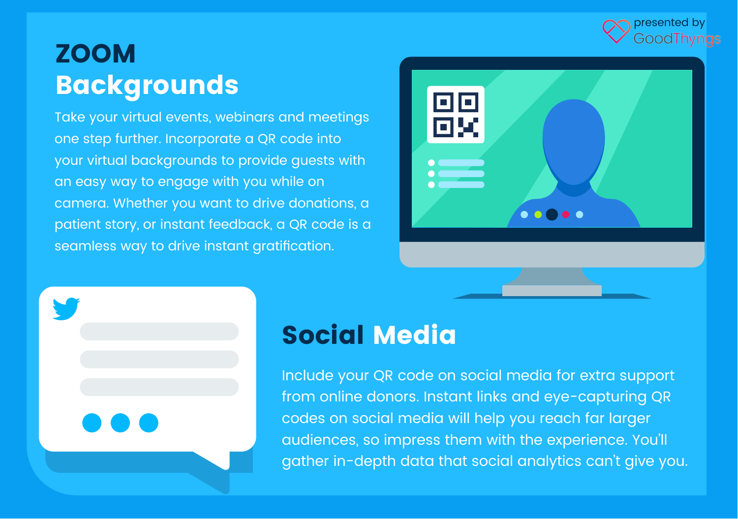presented by GoodThyngs

## ZOOM Backgrounds

Take your virtual events, webinars and meetings one step further. Incorporate a QR code into your virtual backgrounds to provide guests with an easy way to engage with you while on camera. Whether you want to drive donations, a patient story, or instant feedback, a QR code is a seamless way to drive instant gratification.

## Social Media

Include your QR code on social media for extra support from online donors. Instant links and eye-capturing QR codes on social media will help you reach far larger audiences, so impress them with the experience. You'll gather in-depth data that social analytics can't give you.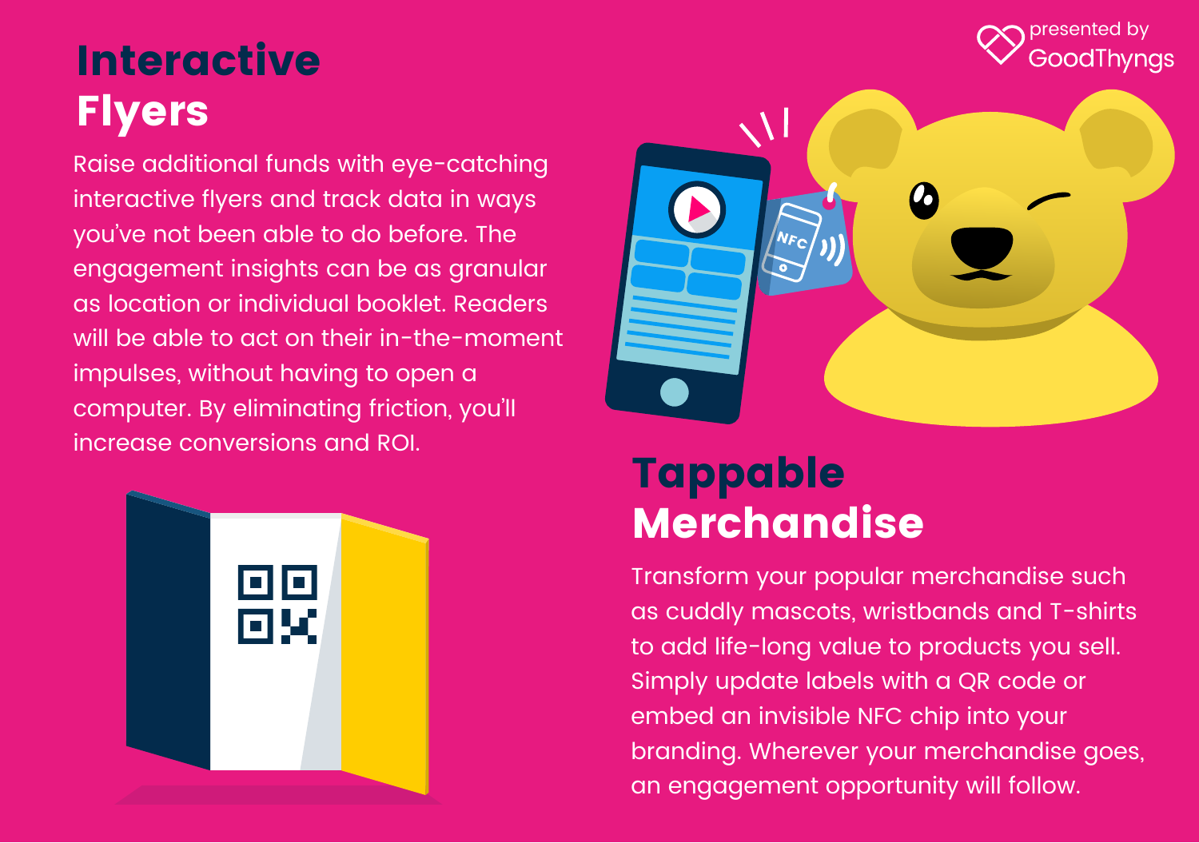presented by GoodThyngs

# Interactive Flyers

Raise additional funds with eye-catching interactive flyers and track data in ways you've not been able to do before. The engagement insights can be as granular as location or individual booklet. Readers will be able to act on their in-the-moment impulses, without having to open a computer. By eliminating friction, you'll increase conversions and ROI.

# Tappable Merchandise

Transform your popular merchandise such as cuddly mascots, wristbands and T-shirts to add life-long value to products you sell. Simply update labels with a QR code or embed an invisible NFC chip into your branding. Wherever your merchandise goes, an engagement opportunity will follow.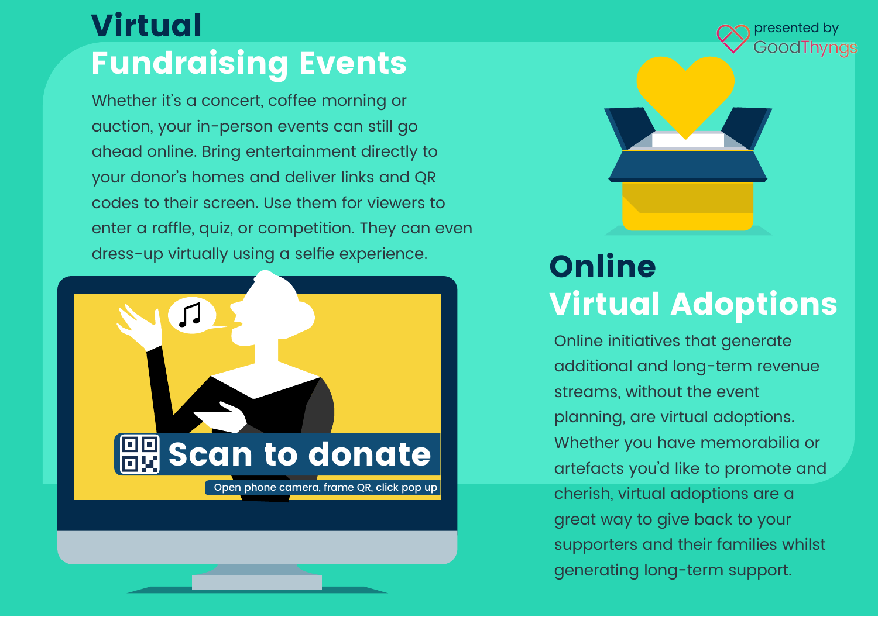presented by GoodThyngs

# Virtual Fundraising Events

Whether it's a concert, coffee morning or auction, your in-person events can still go ahead online. Bring entertainment directly to your donor's homes and deliver links and QR codes to their screen. Use them for viewers to enter a raffle, quiz, or competition. They can even dress-up virtually using a selfie experience.

**Scan to donate**

Open phone camera, frame QR, click pop up

# Online Virtual Adoptions

Online initiatives that generate additional and long-term revenue streams, without the event planning, are virtual adoptions. Whether you have memorabilia or artefacts you'd like to promote and cherish, virtual adoptions are a great way to give back to your supporters and their families whilst generating long-term support.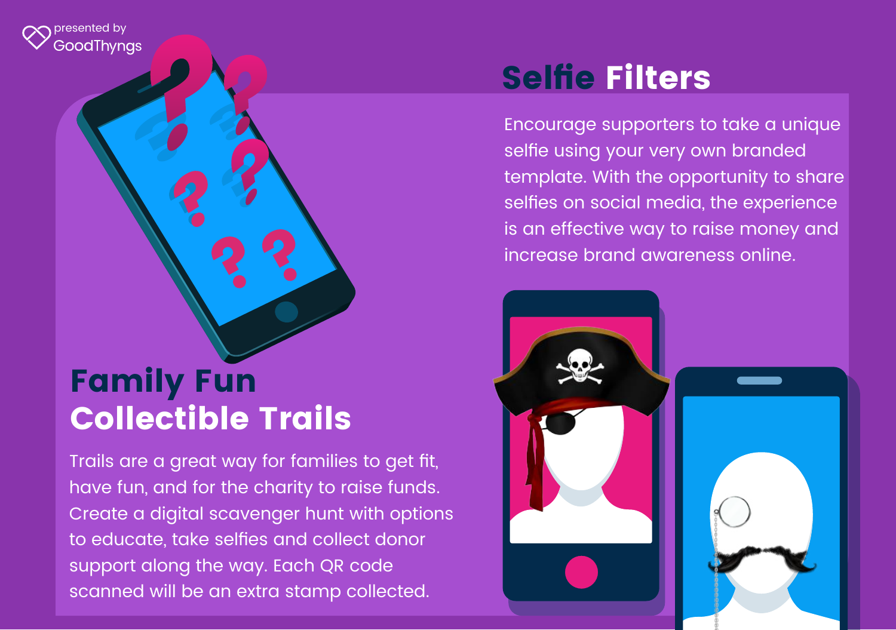presented by GoodThyngs

## Selfie Filters

Encourage supporters to take a unique selfie using your very own branded template. With the opportunity to share selfies on social media, the experience is an effective way to raise money and increase brand awareness online.

## Family Fun Collectible Trails

Trails are a great way for families to get fit, have fun, and for the charity to raise funds. Create a digital scavenger hunt with options to educate, take selfies and collect donor support along the way. Each QR code scanned will be an extra stamp collected.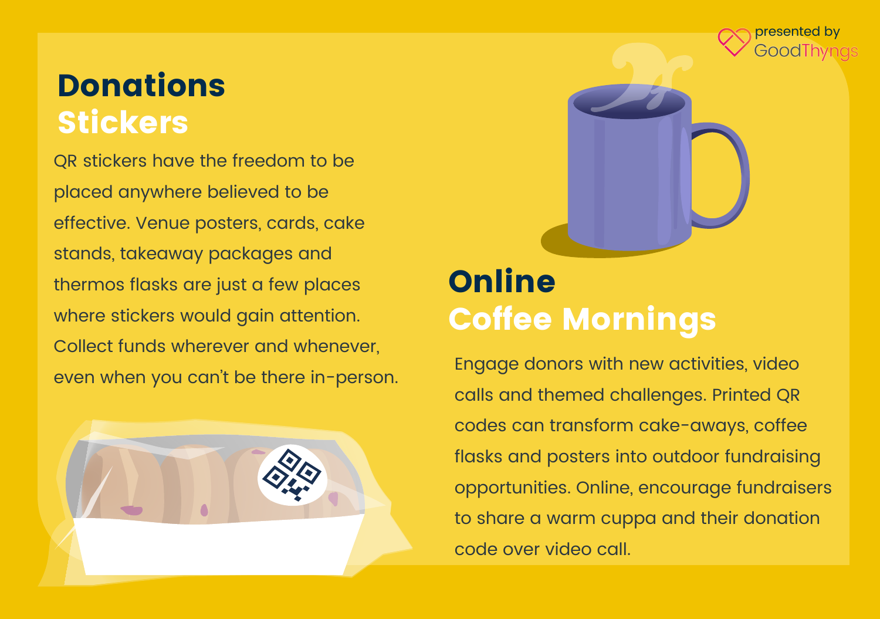## Donations Stickers

QR stickers have the freedom to be placed anywhere believed to be effective. Venue posters, cards, cake stands, takeaway packages and thermos flasks are just a few places where stickers would gain attention. Collect funds wherever and whenever, even when you can't be there in-person.

## Online Coffee Mornings

Engage donors with new activities, video calls and themed challenges. Printed QR codes can transform cake-aways, coffee flasks and posters into outdoor fundraising opportunities. Online, encourage fundraisers to share a warm cuppa and their donation code over video call.